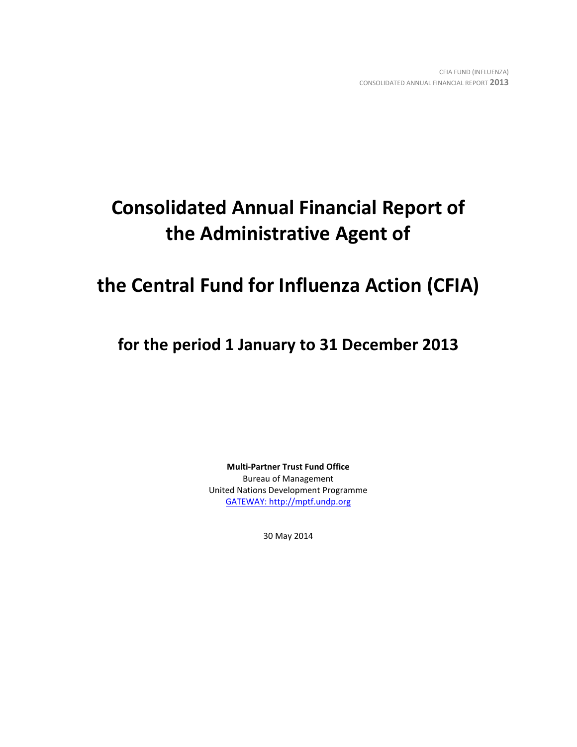# Consolidated Annual Financial Report of the Administrative Agent of

# the Central Fund for Influenza Action (CFIA)

## for the period 1 January to 31 December 2013

**Multi-Partner Trust Fund Office**
Bureau of Management
United Nations Development Programme
GATEWAY: http://mptf.undp.org

30 May 2014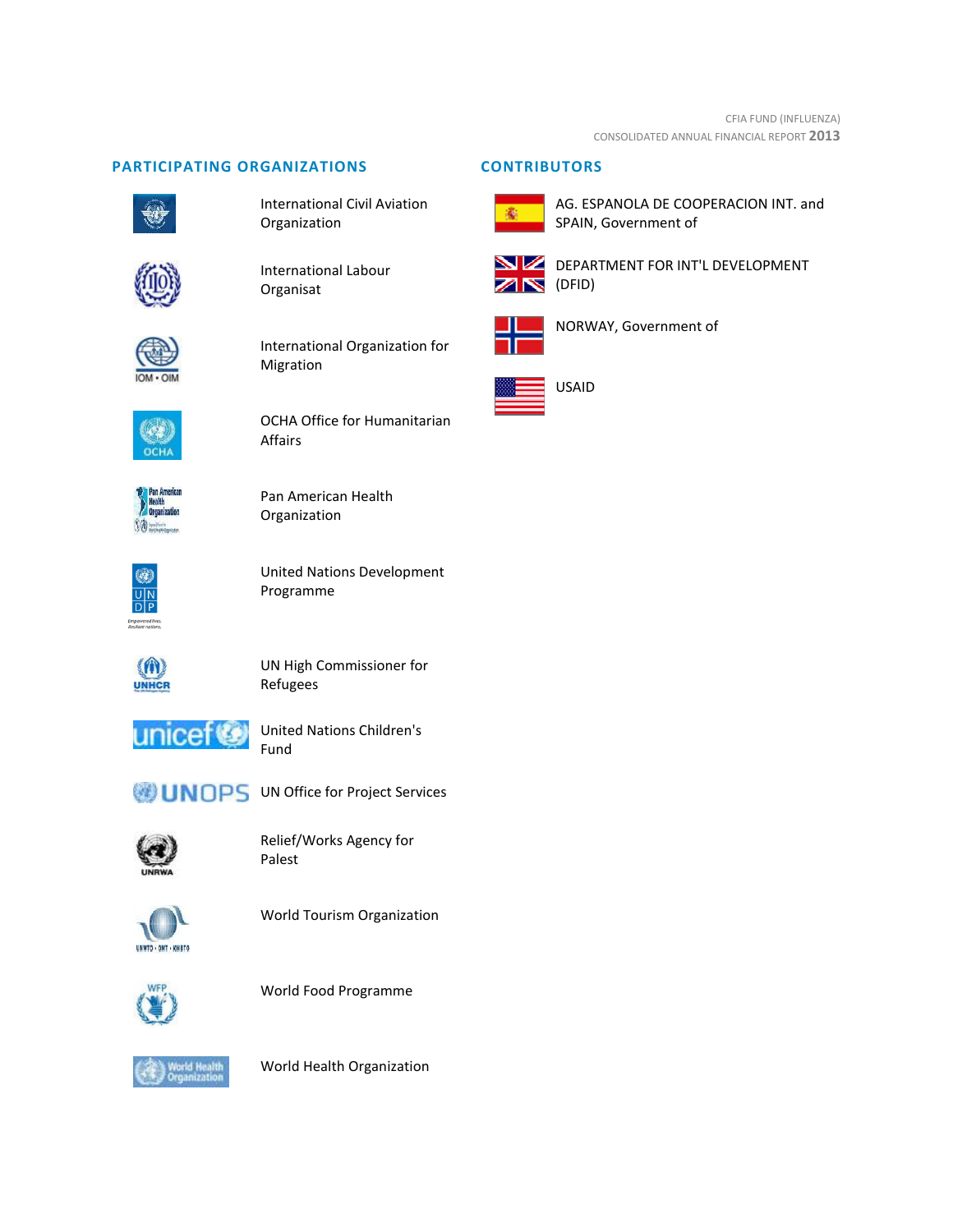## PARTICIPATING ORGANIZATIONS

- International Civil Aviation Organization
- International Labour Organisat
- International Organization for Migration
- OCHA Office for Humanitarian Affairs
- Pan American Health Organization
- United Nations Development Programme
- UN High Commissioner for Refugees
- United Nations Children's Fund
- UN Office for Project Services
- Relief/Works Agency for Palest
- World Tourism Organization
- World Food Programme
- World Health Organization

## CONTRIBUTORS

- AG. ESPANOLA DE COOPERACION INT. and SPAIN, Government of
- DEPARTMENT FOR INT'L DEVELOPMENT (DFID)
- NORWAY, Government of
- USAID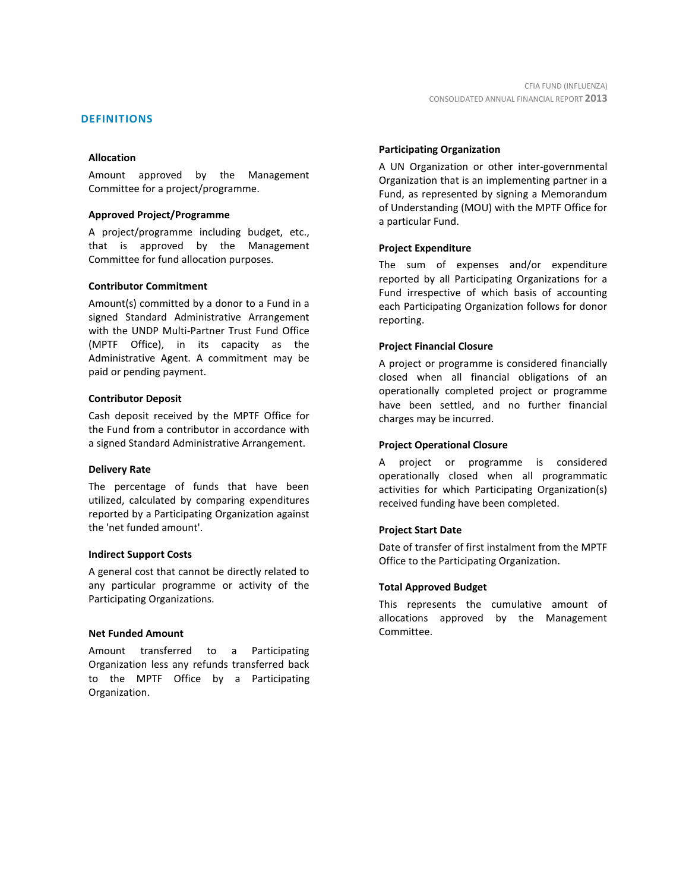## DEFINITIONS

### Allocation

Amount approved by the Management Committee for a project/programme.

### Approved Project/Programme

A project/programme including budget, etc., that is approved by the Management Committee for fund allocation purposes.

### Contributor Commitment

Amount(s) committed by a donor to a Fund in a signed Standard Administrative Arrangement with the UNDP Multi-Partner Trust Fund Office (MPTF Office), in its capacity as the Administrative Agent. A commitment may be paid or pending payment.

### Contributor Deposit

Cash deposit received by the MPTF Office for the Fund from a contributor in accordance with a signed Standard Administrative Arrangement.

### Delivery Rate

The percentage of funds that have been utilized, calculated by comparing expenditures reported by a Participating Organization against the 'net funded amount'.

### Indirect Support Costs

A general cost that cannot be directly related to any particular programme or activity of the Participating Organizations.

### Net Funded Amount

Amount transferred to a Participating Organization less any refunds transferred back to the MPTF Office by a Participating Organization.

### Participating Organization

A UN Organization or other inter-governmental Organization that is an implementing partner in a Fund, as represented by signing a Memorandum of Understanding (MOU) with the MPTF Office for a particular Fund.

### Project Expenditure

The sum of expenses and/or expenditure reported by all Participating Organizations for a Fund irrespective of which basis of accounting each Participating Organization follows for donor reporting.

### Project Financial Closure

A project or programme is considered financially closed when all financial obligations of an operationally completed project or programme have been settled, and no further financial charges may be incurred.

### Project Operational Closure

A project or programme is considered operationally closed when all programmatic activities for which Participating Organization(s) received funding have been completed.

### Project Start Date

Date of transfer of first instalment from the MPTF Office to the Participating Organization.

### Total Approved Budget

This represents the cumulative amount of allocations approved by the Management Committee.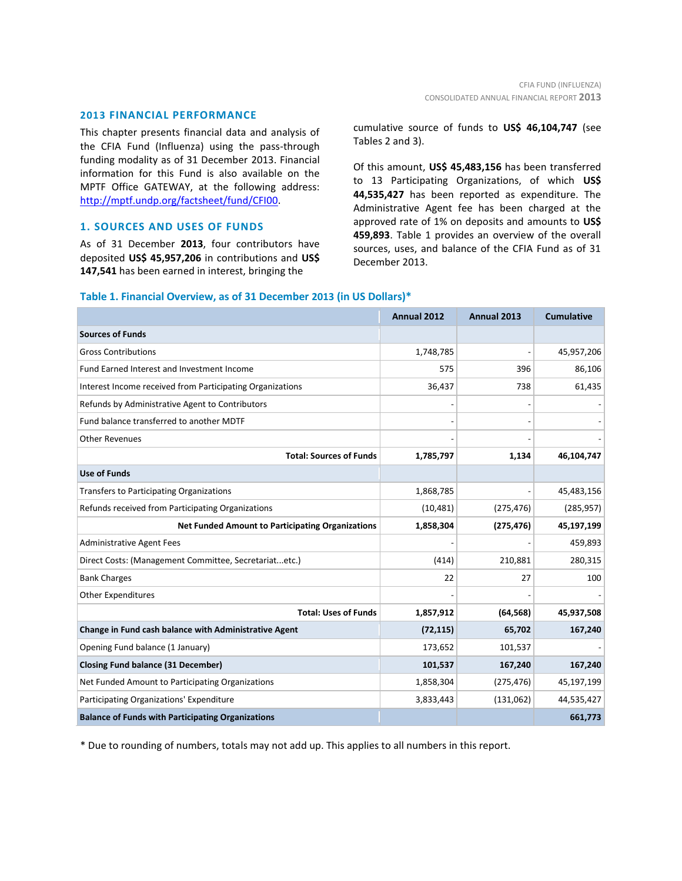## 2013 FINANCIAL PERFORMANCE

This chapter presents financial data and analysis of the CFIA Fund (Influenza) using the pass-through funding modality as of 31 December 2013. Financial information for this Fund is also available on the MPTF Office GATEWAY, at the following address: http://mptf.undp.org/factsheet/fund/CFI00.

## 1. SOURCES AND USES OF FUNDS

As of 31 December **2013**, four contributors have deposited **US$ 45,957,206** in contributions and **US$ 147,541** has been earned in interest, bringing the cumulative source of funds to **US$ 46,104,747** (see Tables 2 and 3).

Of this amount, **US$ 45,483,156** has been transferred to 13 Participating Organizations, of which **US$ 44,535,427** has been reported as expenditure. The Administrative Agent fee has been charged at the approved rate of 1% on deposits and amounts to **US$ 459,893**. Table 1 provides an overview of the overall sources, uses, and balance of the CFIA Fund as of 31 December 2013.

### Table 1. Financial Overview, as of 31 December 2013 (in US Dollars)*

| | Annual 2012 | Annual 2013 | Cumulative |
|---|---|---|---|
| **Sources of Funds** | | | |
| Gross Contributions | 1,748,785 | - | 45,957,206 |
| Fund Earned Interest and Investment Income | 575 | 396 | 86,106 |
| Interest Income received from Participating Organizations | 36,437 | 738 | 61,435 |
| Refunds by Administrative Agent to Contributors | - | - | - |
| Fund balance transferred to another MDTF | - | - | - |
| Other Revenues | - | - | - |
| **Total: Sources of Funds** | **1,785,797** | **1,134** | **46,104,747** |
| **Use of Funds** | | | |
| Transfers to Participating Organizations | 1,868,785 | - | 45,483,156 |
| Refunds received from Participating Organizations | (10,481) | (275,476) | (285,957) |
| **Net Funded Amount to Participating Organizations** | **1,858,304** | **(275,476)** | **45,197,199** |
| Administrative Agent Fees | - | - | 459,893 |
| Direct Costs: (Management Committee, Secretariat...etc.) | (414) | 210,881 | 280,315 |
| Bank Charges | 22 | 27 | 100 |
| Other Expenditures | - | - | - |
| **Total: Uses of Funds** | **1,857,912** | **(64,568)** | **45,937,508** |
| **Change in Fund cash balance with Administrative Agent** | **(72,115)** | **65,702** | **167,240** |
| Opening Fund balance (1 January) | 173,652 | 101,537 | - |
| **Closing Fund balance (31 December)** | **101,537** | **167,240** | **167,240** |
| Net Funded Amount to Participating Organizations | 1,858,304 | (275,476) | 45,197,199 |
| Participating Organizations' Expenditure | 3,833,443 | (131,062) | 44,535,427 |
| **Balance of Funds with Participating Organizations** | | | **661,773** |

\* Due to rounding of numbers, totals may not add up. This applies to all numbers in this report.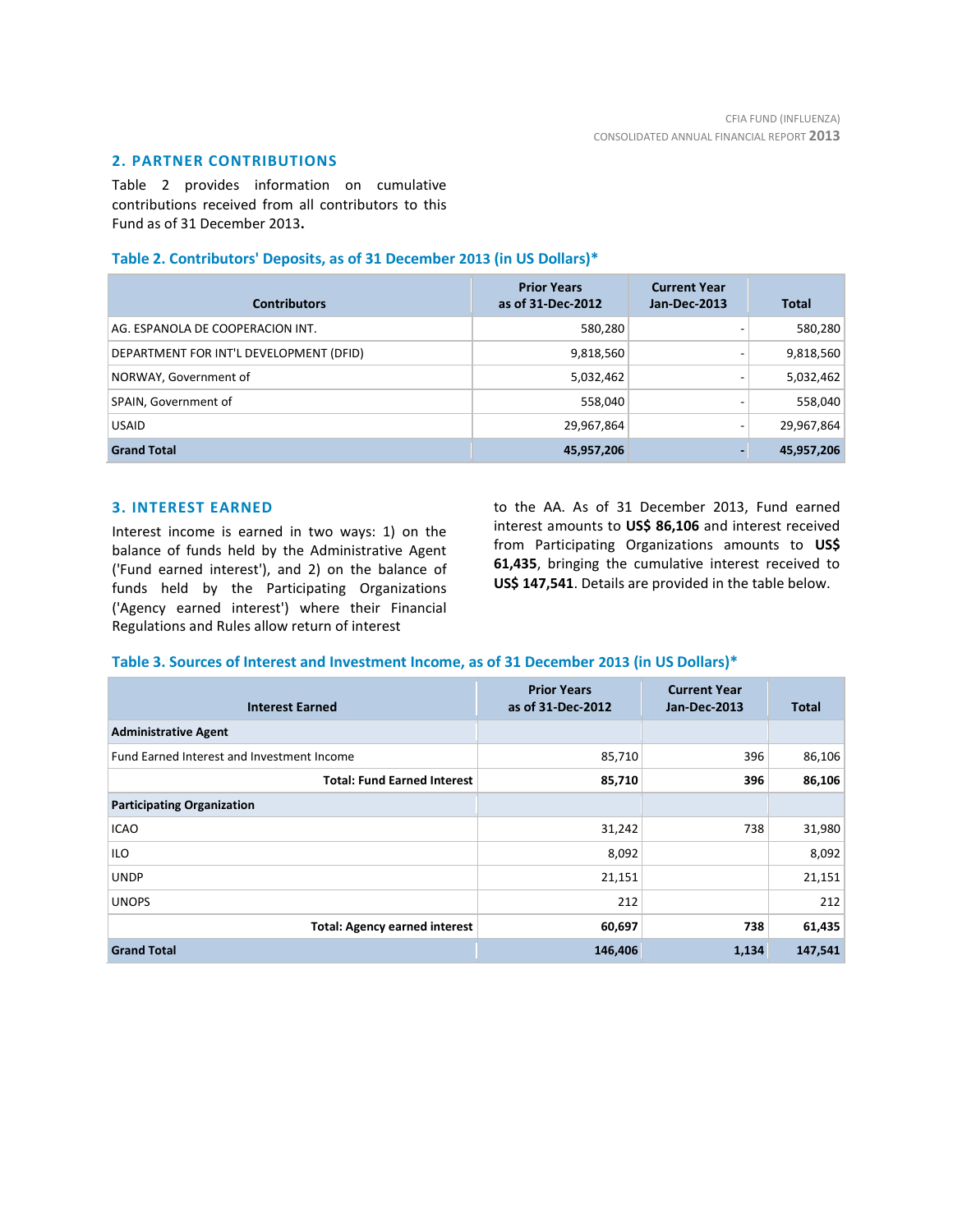## 2. PARTNER CONTRIBUTIONS

Table 2 provides information on cumulative contributions received from all contributors to this Fund as of 31 December 2013**.**

### Table 2. Contributors' Deposits, as of 31 December 2013 (in US Dollars)*

| Contributors | Prior Years as of 31-Dec-2012 | Current Year Jan-Dec-2013 | Total |
|---|---|---|---|
| AG. ESPANOLA DE COOPERACION INT. | 580,280 | - | 580,280 |
| DEPARTMENT FOR INT'L DEVELOPMENT (DFID) | 9,818,560 | - | 9,818,560 |
| NORWAY, Government of | 5,032,462 | - | 5,032,462 |
| SPAIN, Government of | 558,040 | - | 558,040 |
| USAID | 29,967,864 | - | 29,967,864 |
| **Grand Total** | **45,957,206** | **-** | **45,957,206** |

## 3. INTEREST EARNED

Interest income is earned in two ways: 1) on the balance of funds held by the Administrative Agent ('Fund earned interest'), and 2) on the balance of funds held by the Participating Organizations ('Agency earned interest') where their Financial Regulations and Rules allow return of interest to the AA. As of 31 December 2013, Fund earned interest amounts to **US$ 86,106** and interest received from Participating Organizations amounts to **US$ 61,435**, bringing the cumulative interest received to **US$ 147,541**. Details are provided in the table below.

### Table 3. Sources of Interest and Investment Income, as of 31 December 2013 (in US Dollars)*

| Interest Earned | Prior Years as of 31-Dec-2012 | Current Year Jan-Dec-2013 | Total |
|---|---|---|---|
| **Administrative Agent** | | | |
| Fund Earned Interest and Investment Income | 85,710 | 396 | 86,106 |
| **Total: Fund Earned Interest** | **85,710** | **396** | **86,106** |
| **Participating Organization** | | | |
| ICAO | 31,242 | 738 | 31,980 |
| ILO | 8,092 | | 8,092 |
| UNDP | 21,151 | | 21,151 |
| UNOPS | 212 | | 212 |
| **Total: Agency earned interest** | **60,697** | **738** | **61,435** |
| **Grand Total** | **146,406** | **1,134** | **147,541** |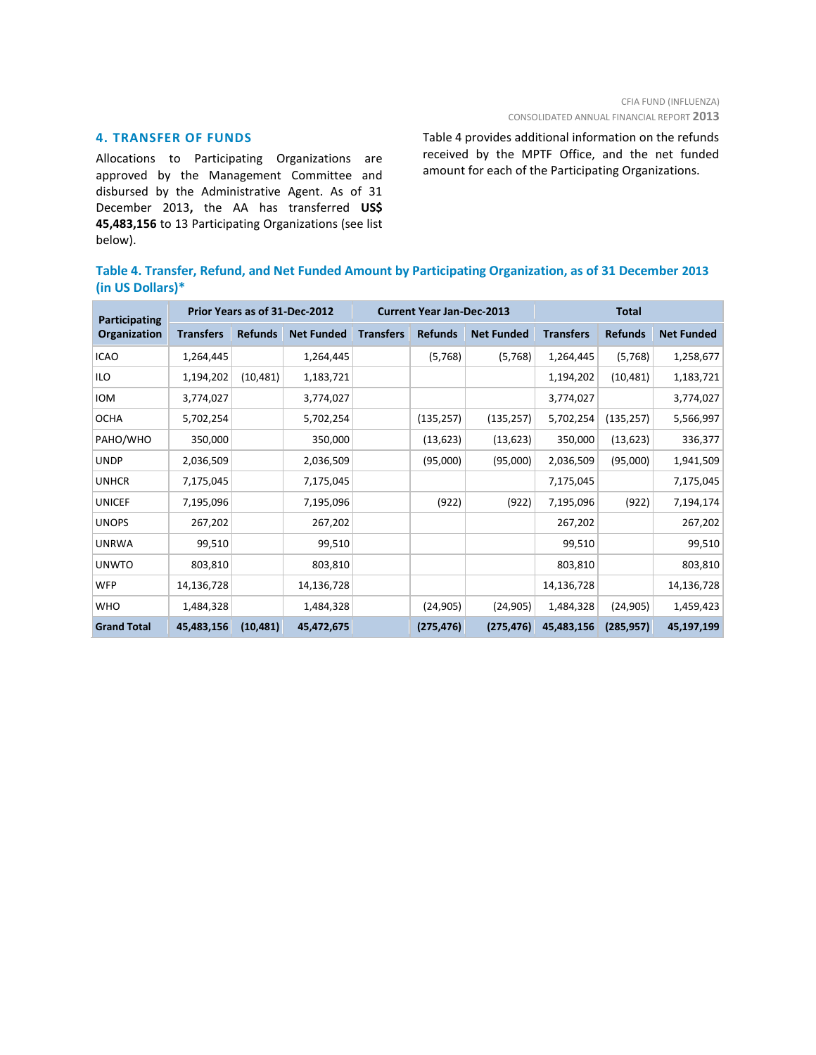## 4. TRANSFER OF FUNDS

Allocations to Participating Organizations are approved by the Management Committee and disbursed by the Administrative Agent. As of 31 December 2013**,** the AA has transferred **US$ 45,483,156** to 13 Participating Organizations (see list below).

Table 4 provides additional information on the refunds received by the MPTF Office, and the net funded amount for each of the Participating Organizations.

**Table 4. Transfer, Refund, and Net Funded Amount by Participating Organization, as of 31 December 2013 (in US Dollars)***

| Participating Organization | Prior Years as of 31-Dec-2012 | | | Current Year Jan-Dec-2013 | | | Total | | |
|---|---|---|---|---|---|---|---|---|---|
| | Transfers | Refunds | Net Funded | Transfers | Refunds | Net Funded | Transfers | Refunds | Net Funded |
| ICAO | 1,264,445 | | 1,264,445 | | (5,768) | (5,768) | 1,264,445 | (5,768) | 1,258,677 |
| ILO | 1,194,202 | (10,481) | 1,183,721 | | | | 1,194,202 | (10,481) | 1,183,721 |
| IOM | 3,774,027 | | 3,774,027 | | | | 3,774,027 | | 3,774,027 |
| OCHA | 5,702,254 | | 5,702,254 | | (135,257) | (135,257) | 5,702,254 | (135,257) | 5,566,997 |
| PAHO/WHO | 350,000 | | 350,000 | | (13,623) | (13,623) | 350,000 | (13,623) | 336,377 |
| UNDP | 2,036,509 | | 2,036,509 | | (95,000) | (95,000) | 2,036,509 | (95,000) | 1,941,509 |
| UNHCR | 7,175,045 | | 7,175,045 | | | | 7,175,045 | | 7,175,045 |
| UNICEF | 7,195,096 | | 7,195,096 | | (922) | (922) | 7,195,096 | (922) | 7,194,174 |
| UNOPS | 267,202 | | 267,202 | | | | 267,202 | | 267,202 |
| UNRWA | 99,510 | | 99,510 | | | | 99,510 | | 99,510 |
| UNWTO | 803,810 | | 803,810 | | | | 803,810 | | 803,810 |
| WFP | 14,136,728 | | 14,136,728 | | | | 14,136,728 | | 14,136,728 |
| WHO | 1,484,328 | | 1,484,328 | | (24,905) | (24,905) | 1,484,328 | (24,905) | 1,459,423 |
| **Grand Total** | **45,483,156** | **(10,481)** | **45,472,675** | | **(275,476)** | **(275,476)** | **45,483,156** | **(285,957)** | **45,197,199** |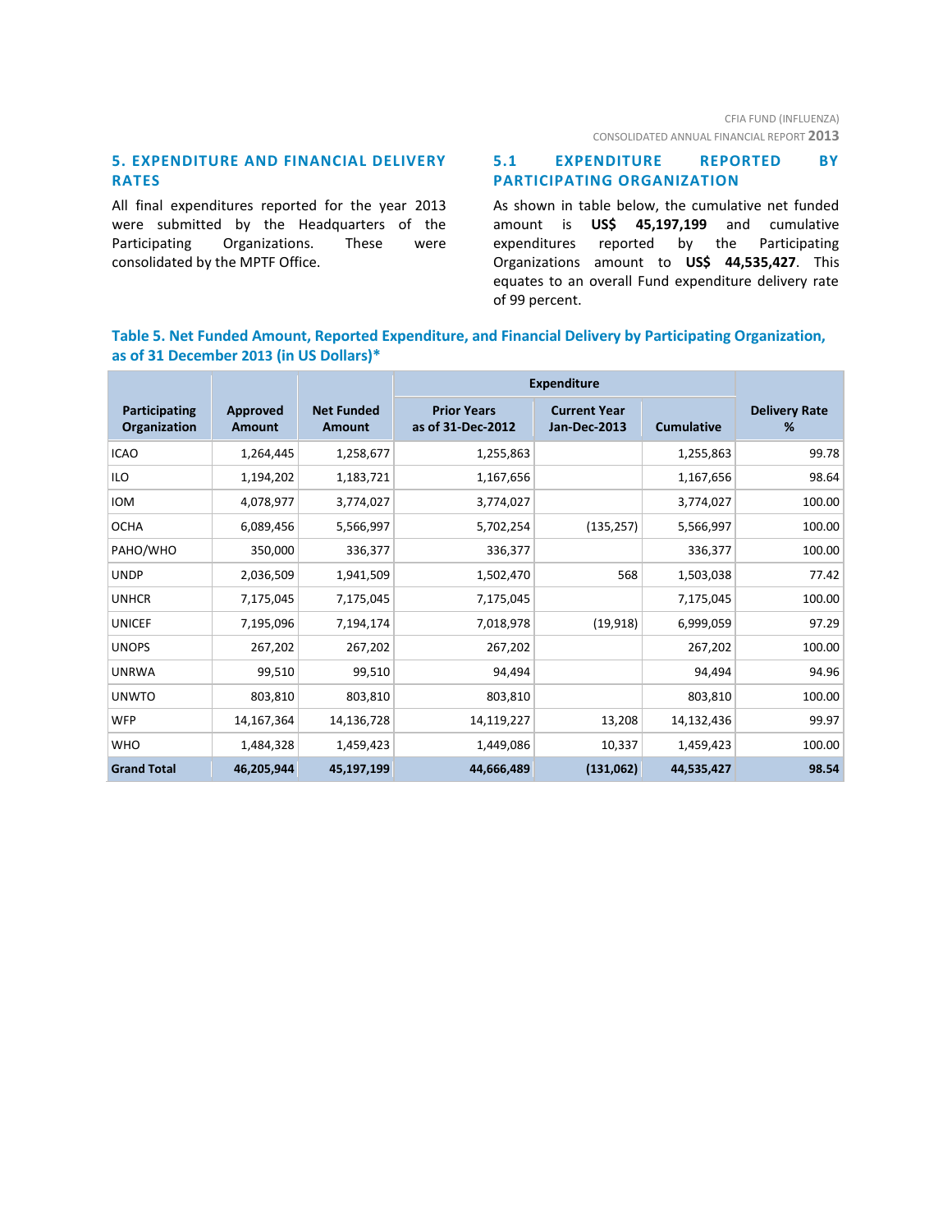## 5. EXPENDITURE AND FINANCIAL DELIVERY RATES

All final expenditures reported for the year 2013 were submitted by the Headquarters of the Participating Organizations. These were consolidated by the MPTF Office.

### 5.1 EXPENDITURE REPORTED BY PARTICIPATING ORGANIZATION

As shown in table below, the cumulative net funded amount is **US$ 45,197,199** and cumulative expenditures reported by the Participating Organizations amount to **US$ 44,535,427**. This equates to an overall Fund expenditure delivery rate of 99 percent.

**Table 5. Net Funded Amount, Reported Expenditure, and Financial Delivery by Participating Organization, as of 31 December 2013 (in US Dollars)***

| Participating Organization | Approved Amount | Net Funded Amount | Expenditure | | | Delivery Rate % |
|---|---|---|---|---|---|---|
| | | | Prior Years as of 31-Dec-2012 | Current Year Jan-Dec-2013 | Cumulative | |
| ICAO | 1,264,445 | 1,258,677 | 1,255,863 | | 1,255,863 | 99.78 |
| ILO | 1,194,202 | 1,183,721 | 1,167,656 | | 1,167,656 | 98.64 |
| IOM | 4,078,977 | 3,774,027 | 3,774,027 | | 3,774,027 | 100.00 |
| OCHA | 6,089,456 | 5,566,997 | 5,702,254 | (135,257) | 5,566,997 | 100.00 |
| PAHO/WHO | 350,000 | 336,377 | 336,377 | | 336,377 | 100.00 |
| UNDP | 2,036,509 | 1,941,509 | 1,502,470 | 568 | 1,503,038 | 77.42 |
| UNHCR | 7,175,045 | 7,175,045 | 7,175,045 | | 7,175,045 | 100.00 |
| UNICEF | 7,195,096 | 7,194,174 | 7,018,978 | (19,918) | 6,999,059 | 97.29 |
| UNOPS | 267,202 | 267,202 | 267,202 | | 267,202 | 100.00 |
| UNRWA | 99,510 | 99,510 | 94,494 | | 94,494 | 94.96 |
| UNWTO | 803,810 | 803,810 | 803,810 | | 803,810 | 100.00 |
| WFP | 14,167,364 | 14,136,728 | 14,119,227 | 13,208 | 14,132,436 | 99.97 |
| WHO | 1,484,328 | 1,459,423 | 1,449,086 | 10,337 | 1,459,423 | 100.00 |
| **Grand Total** | **46,205,944** | **45,197,199** | **44,666,489** | **(131,062)** | **44,535,427** | **98.54** |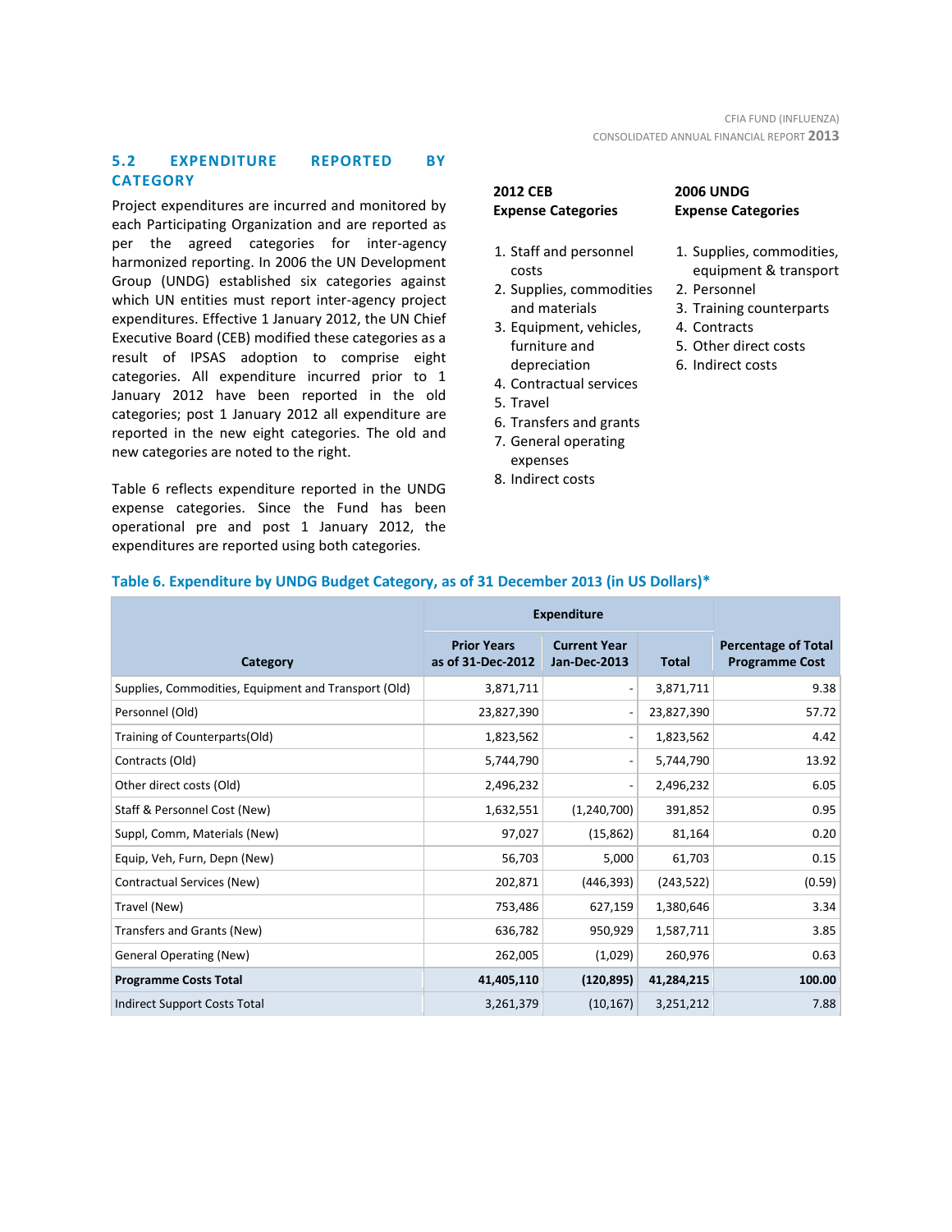## 5.2 EXPENDITURE REPORTED BY CATEGORY

Project expenditures are incurred and monitored by each Participating Organization and are reported as per the agreed categories for inter-agency harmonized reporting. In 2006 the UN Development Group (UNDG) established six categories against which UN entities must report inter-agency project expenditures. Effective 1 January 2012, the UN Chief Executive Board (CEB) modified these categories as a result of IPSAS adoption to comprise eight categories. All expenditure incurred prior to 1 January 2012 have been reported in the old categories; post 1 January 2012 all expenditure are reported in the new eight categories. The old and new categories are noted to the right.

Table 6 reflects expenditure reported in the UNDG expense categories. Since the Fund has been operational pre and post 1 January 2012, the expenditures are reported using both categories.

**2012 CEB Expense Categories**

1. Staff and personnel costs
2. Supplies, commodities and materials
3. Equipment, vehicles, furniture and depreciation
4. Contractual services
5. Travel
6. Transfers and grants
7. General operating expenses
8. Indirect costs

**2006 UNDG Expense Categories**

1. Supplies, commodities, equipment & transport
2. Personnel
3. Training counterparts
4. Contracts
5. Other direct costs
6. Indirect costs

**Table 6. Expenditure by UNDG Budget Category, as of 31 December 2013 (in US Dollars)***

| Category | Expenditure | | | Percentage of Total Programme Cost |
|---|---|---|---|---|
| | Prior Years as of 31-Dec-2012 | Current Year Jan-Dec-2013 | Total | |
| Supplies, Commodities, Equipment and Transport (Old) | 3,871,711 | - | 3,871,711 | 9.38 |
| Personnel (Old) | 23,827,390 | - | 23,827,390 | 57.72 |
| Training of Counterparts(Old) | 1,823,562 | - | 1,823,562 | 4.42 |
| Contracts (Old) | 5,744,790 | - | 5,744,790 | 13.92 |
| Other direct costs (Old) | 2,496,232 | - | 2,496,232 | 6.05 |
| Staff & Personnel Cost (New) | 1,632,551 | (1,240,700) | 391,852 | 0.95 |
| Suppl, Comm, Materials (New) | 97,027 | (15,862) | 81,164 | 0.20 |
| Equip, Veh, Furn, Depn (New) | 56,703 | 5,000 | 61,703 | 0.15 |
| Contractual Services (New) | 202,871 | (446,393) | (243,522) | (0.59) |
| Travel (New) | 753,486 | 627,159 | 1,380,646 | 3.34 |
| Transfers and Grants (New) | 636,782 | 950,929 | 1,587,711 | 3.85 |
| General Operating (New) | 262,005 | (1,029) | 260,976 | 0.63 |
| **Programme Costs Total** | **41,405,110** | **(120,895)** | **41,284,215** | **100.00** |
| Indirect Support Costs Total | 3,261,379 | (10,167) | 3,251,212 | 7.88 |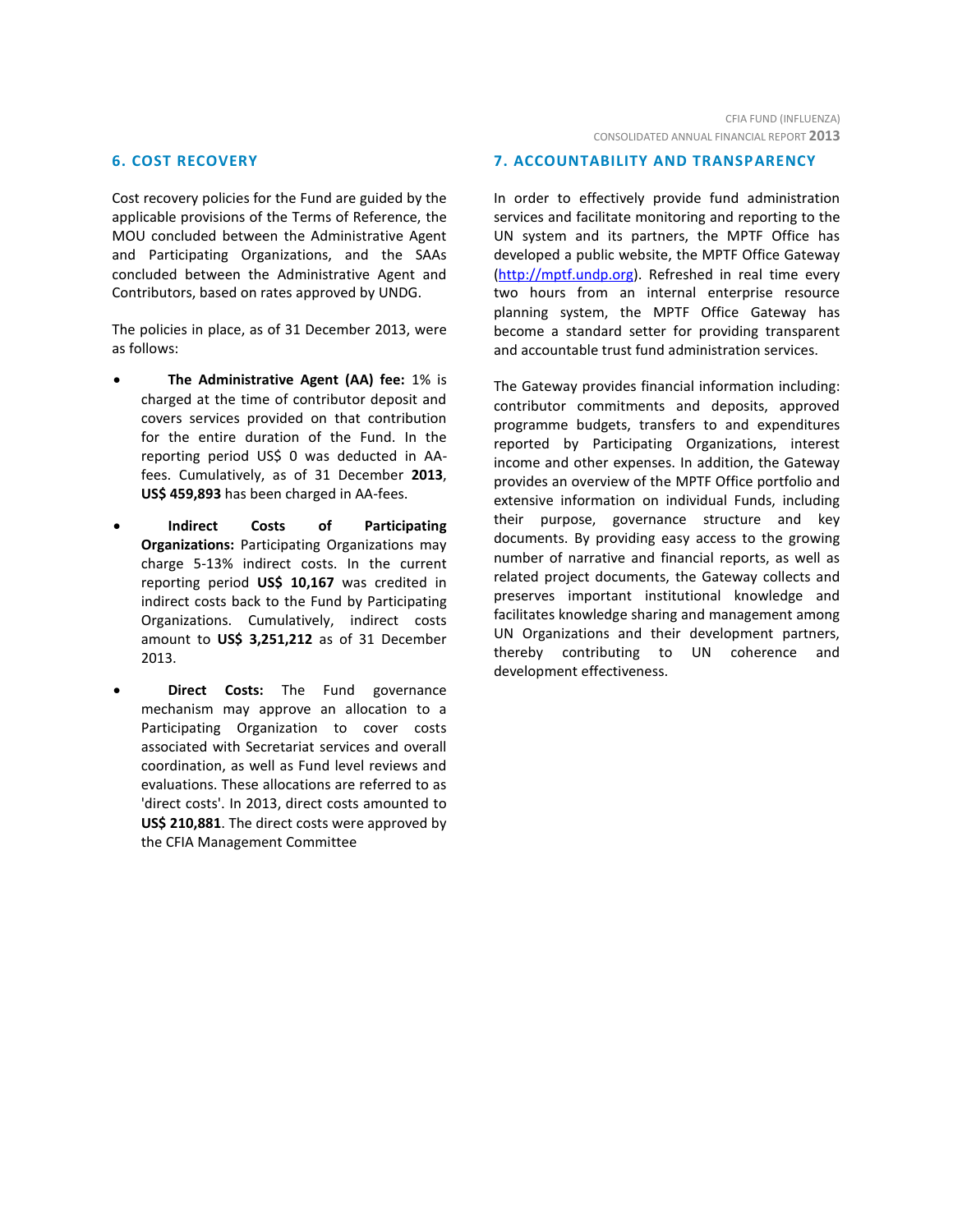## 6. COST RECOVERY

Cost recovery policies for the Fund are guided by the applicable provisions of the Terms of Reference, the MOU concluded between the Administrative Agent and Participating Organizations, and the SAAs concluded between the Administrative Agent and Contributors, based on rates approved by UNDG.

The policies in place, as of 31 December 2013, were as follows:

- **The Administrative Agent (AA) fee:** 1% is charged at the time of contributor deposit and covers services provided on that contribution for the entire duration of the Fund. In the reporting period US$ 0 was deducted in AA-fees. Cumulatively, as of 31 December **2013**, **US$ 459,893** has been charged in AA-fees.
- **Indirect Costs of Participating Organizations:** Participating Organizations may charge 5-13% indirect costs. In the current reporting period **US$ 10,167** was credited in indirect costs back to the Fund by Participating Organizations. Cumulatively, indirect costs amount to **US$ 3,251,212** as of 31 December 2013.
- **Direct Costs:** The Fund governance mechanism may approve an allocation to a Participating Organization to cover costs associated with Secretariat services and overall coordination, as well as Fund level reviews and evaluations. These allocations are referred to as 'direct costs'. In 2013, direct costs amounted to **US$ 210,881**. The direct costs were approved by the CFIA Management Committee

## 7. ACCOUNTABILITY AND TRANSPARENCY

In order to effectively provide fund administration services and facilitate monitoring and reporting to the UN system and its partners, the MPTF Office has developed a public website, the MPTF Office Gateway (http://mptf.undp.org). Refreshed in real time every two hours from an internal enterprise resource planning system, the MPTF Office Gateway has become a standard setter for providing transparent and accountable trust fund administration services.

The Gateway provides financial information including: contributor commitments and deposits, approved programme budgets, transfers to and expenditures reported by Participating Organizations, interest income and other expenses. In addition, the Gateway provides an overview of the MPTF Office portfolio and extensive information on individual Funds, including their purpose, governance structure and key documents. By providing easy access to the growing number of narrative and financial reports, as well as related project documents, the Gateway collects and preserves important institutional knowledge and facilitates knowledge sharing and management among UN Organizations and their development partners, thereby contributing to UN coherence and development effectiveness.